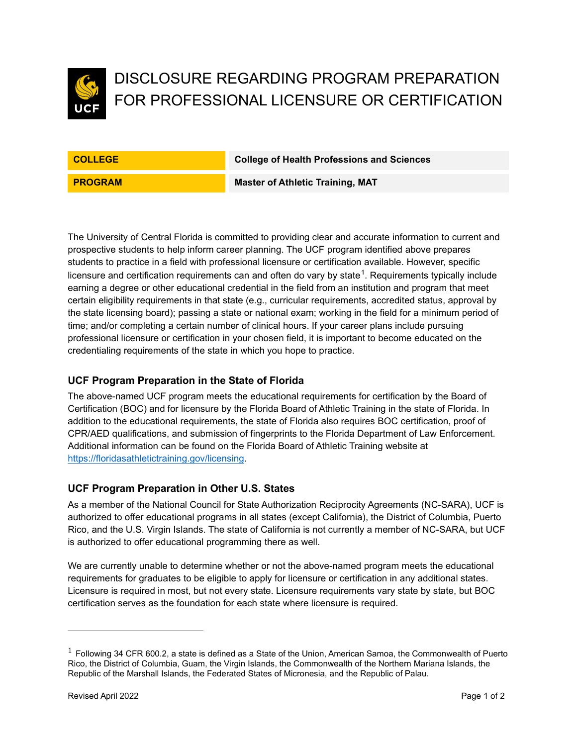# DISCLOSURE REGARDING PROGRAM PREPARATION FOR PROFESSIONAL LICENSURE OR CERTIFICATION

| COLLEGE | College of Health Professions and Sciences |
| --- | --- |
| PROGRAM | Master of Athletic Training, MAT |

The University of Central Florida is committed to providing clear and accurate information to current and prospective students to help inform career planning. The UCF program identified above prepares students to practice in a field with professional licensure or certification available. However, specific licensure and certification requirements can and often do vary by state[1]. Requirements typically include earning a degree or other educational credential in the field from an institution and program that meet certain eligibility requirements in that state (e.g., curricular requirements, accredited status, approval by the state licensing board); passing a state or national exam; working in the field for a minimum period of time; and/or completing a certain number of clinical hours. If your career plans include pursuing professional licensure or certification in your chosen field, it is important to become educated on the credentialing requirements of the state in which you hope to practice.

### UCF Program Preparation in the State of Florida

The above-named UCF program meets the educational requirements for certification by the Board of Certification (BOC) and for licensure by the Florida Board of Athletic Training in the state of Florida. In addition to the educational requirements, the state of Florida also requires BOC certification, proof of CPR/AED qualifications, and submission of fingerprints to the Florida Department of Law Enforcement. Additional information can be found on the Florida Board of Athletic Training website at https://floridasathletictraining.gov/licensing.

### UCF Program Preparation in Other U.S. States

As a member of the National Council for State Authorization Reciprocity Agreements (NC-SARA), UCF is authorized to offer educational programs in all states (except California), the District of Columbia, Puerto Rico, and the U.S. Virgin Islands. The state of California is not currently a member of NC-SARA, but UCF is authorized to offer educational programming there as well.

We are currently unable to determine whether or not the above-named program meets the educational requirements for graduates to be eligible to apply for licensure or certification in any additional states. Licensure is required in most, but not every state. Licensure requirements vary state by state, but BOC certification serves as the foundation for each state where licensure is required.

---

[1] Following 34 CFR 600.2, a state is defined as a State of the Union, American Samoa, the Commonwealth of Puerto Rico, the District of Columbia, Guam, the Virgin Islands, the Commonwealth of the Northern Mariana Islands, the Republic of the Marshall Islands, the Federated States of Micronesia, and the Republic of Palau.

Revised April 2022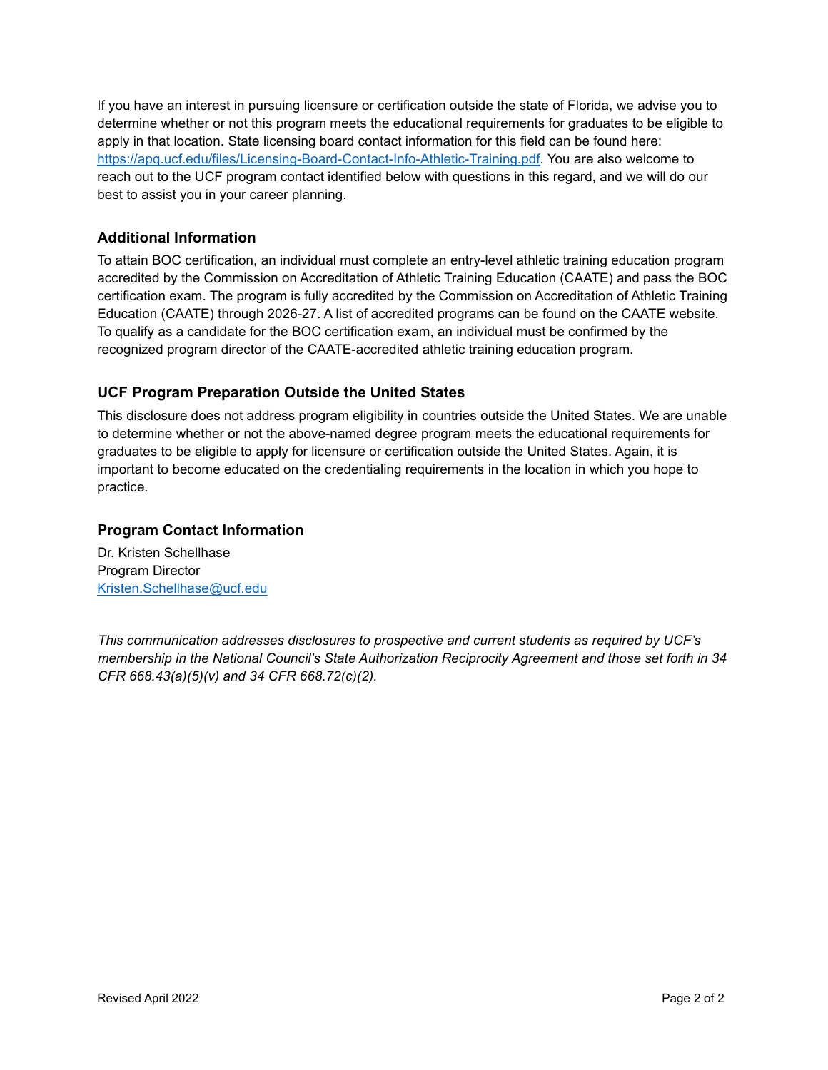If you have an interest in pursuing licensure or certification outside the state of Florida, we advise you to determine whether or not this program meets the educational requirements for graduates to be eligible to apply in that location. State licensing board contact information for this field can be found here: [https://apq.ucf.edu/files/Licensing-Board-Contact-Info-Athletic-Training.pdf](https://apq.ucf.edu/files/Licensing-Board-Contact-Info-Athletic-Training.pdf). You are also welcome to reach out to the UCF program contact identified below with questions in this regard, and we will do our best to assist you in your career planning.

### Additional Information

To attain BOC certification, an individual must complete an entry-level athletic training education program accredited by the Commission on Accreditation of Athletic Training Education (CAATE) and pass the BOC certification exam. The program is fully accredited by the Commission on Accreditation of Athletic Training Education (CAATE) through 2026-27. A list of accredited programs can be found on the CAATE website. To qualify as a candidate for the BOC certification exam, an individual must be confirmed by the recognized program director of the CAATE-accredited athletic training education program.

### UCF Program Preparation Outside the United States

This disclosure does not address program eligibility in countries outside the United States. We are unable to determine whether or not the above-named degree program meets the educational requirements for graduates to be eligible to apply for licensure or certification outside the United States. Again, it is important to become educated on the credentialing requirements in the location in which you hope to practice.

### Program Contact Information

Dr. Kristen Schellhase
Program Director
[Kristen.Schellhase@ucf.edu](mailto:Kristen.Schellhase@ucf.edu)

*This communication addresses disclosures to prospective and current students as required by UCF's membership in the National Council's State Authorization Reciprocity Agreement and those set forth in 34 CFR 668.43(a)(5)(v) and 34 CFR 668.72(c)(2).*

Revised April 2022